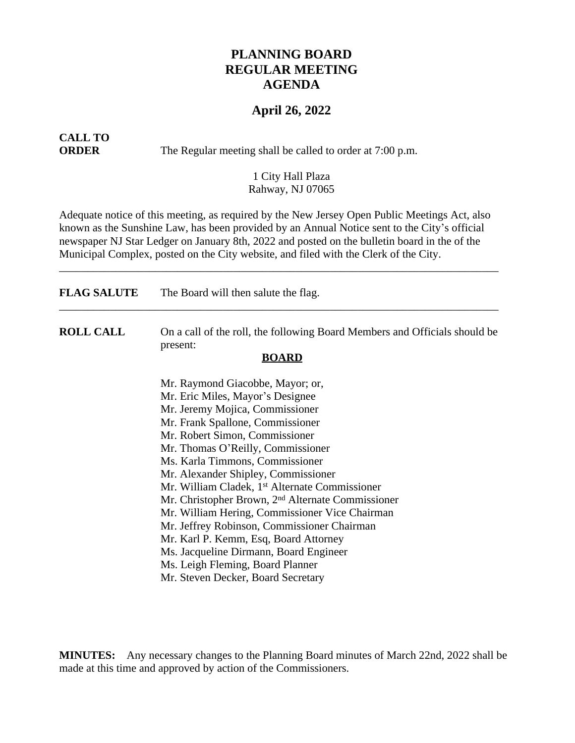# PLANNING BOARD
# REGULAR MEETING
# AGENDA

## April 26, 2022

**CALL TO ORDER** The Regular meeting shall be called to order at 7:00 p.m.

1 City Hall Plaza
Rahway, NJ 07065

Adequate notice of this meeting, as required by the New Jersey Open Public Meetings Act, also known as the Sunshine Law, has been provided by an Annual Notice sent to the City's official newspaper NJ Star Ledger on January 8th, 2022 and posted on the bulletin board in the of the Municipal Complex, posted on the City website, and filed with the Clerk of the City.

---

**FLAG SALUTE** The Board will then salute the flag.

---

**ROLL CALL** On a call of the roll, the following Board Members and Officials should be present:

**BOARD**

Mr. Raymond Giacobbe, Mayor; or,
Mr. Eric Miles, Mayor's Designee
Mr. Jeremy Mojica, Commissioner
Mr. Frank Spallone, Commissioner
Mr. Robert Simon, Commissioner
Mr. Thomas O'Reilly, Commissioner
Ms. Karla Timmons, Commissioner
Mr. Alexander Shipley, Commissioner
Mr. William Cladek, 1st Alternate Commissioner
Mr. Christopher Brown, 2nd Alternate Commissioner
Mr. William Hering, Commissioner Vice Chairman
Mr. Jeffrey Robinson, Commissioner Chairman
Mr. Karl P. Kemm, Esq, Board Attorney
Ms. Jacqueline Dirmann, Board Engineer
Ms. Leigh Fleming, Board Planner
Mr. Steven Decker, Board Secretary

**MINUTES:** Any necessary changes to the Planning Board minutes of March 22nd, 2022 shall be made at this time and approved by action of the Commissioners.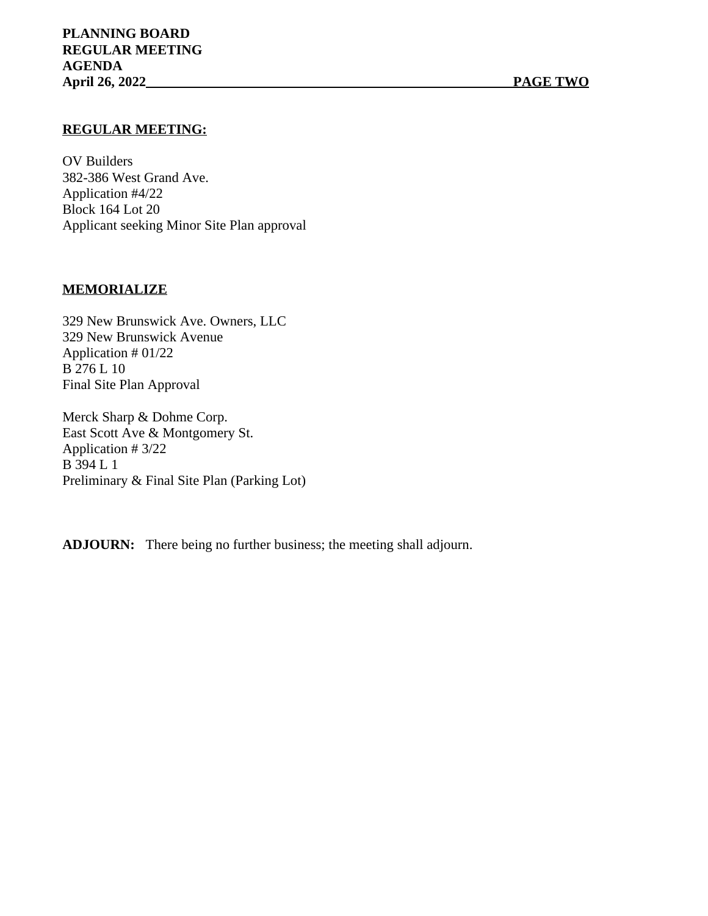## REGULAR MEETING:

OV Builders
382-386 West Grand Ave.
Application #4/22
Block 164 Lot 20
Applicant seeking Minor Site Plan approval

## MEMORIALIZE

329 New Brunswick Ave. Owners, LLC
329 New Brunswick Avenue
Application # 01/22
B 276 L 10
Final Site Plan Approval

Merck Sharp & Dohme Corp.
East Scott Ave & Montgomery St.
Application # 3/22
B 394 L 1
Preliminary & Final Site Plan (Parking Lot)

**ADJOURN:** There being no further business; the meeting shall adjourn.